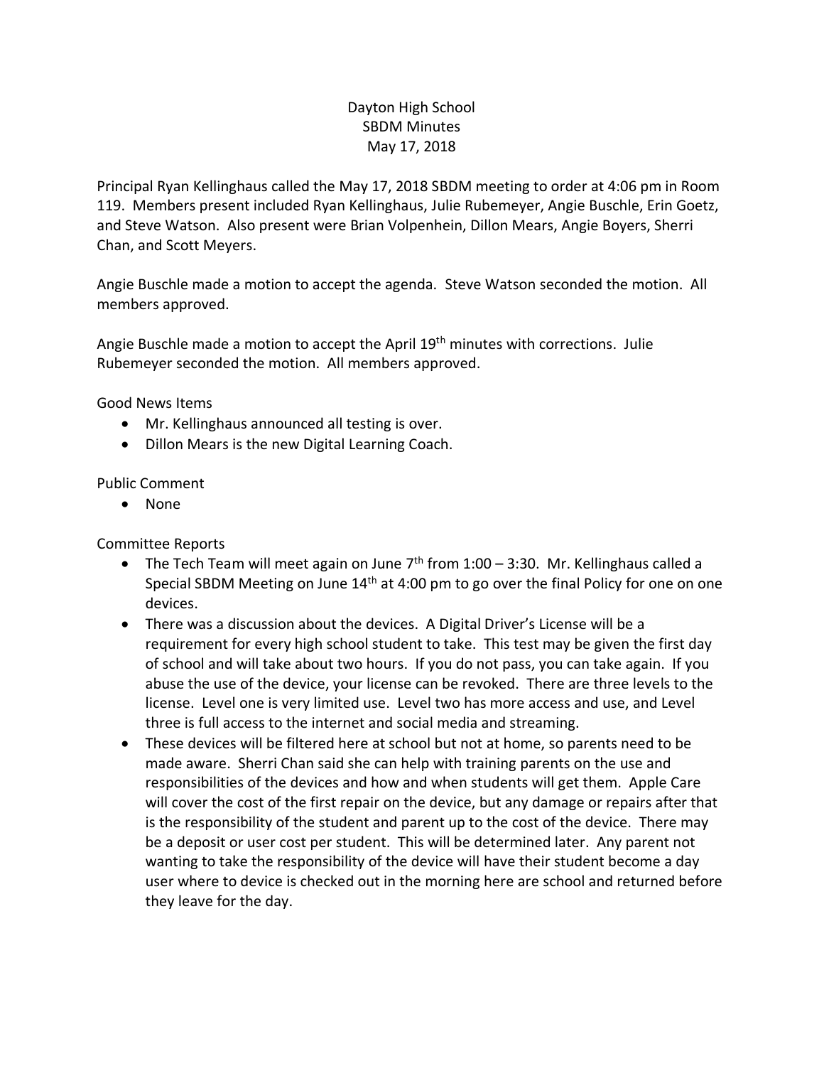# Dayton High School
## SBDM Minutes
## May 17, 2018

Principal Ryan Kellinghaus called the May 17, 2018 SBDM meeting to order at 4:06 pm in Room 119. Members present included Ryan Kellinghaus, Julie Rubemeyer, Angie Buschle, Erin Goetz, and Steve Watson. Also present were Brian Volpenhein, Dillon Mears, Angie Boyers, Sherri Chan, and Scott Meyers.

Angie Buschle made a motion to accept the agenda. Steve Watson seconded the motion. All members approved.

Angie Buschle made a motion to accept the April 19th minutes with corrections. Julie Rubemeyer seconded the motion. All members approved.

Good News Items

- Mr. Kellinghaus announced all testing is over.
- Dillon Mears is the new Digital Learning Coach.

Public Comment

- None

Committee Reports

- The Tech Team will meet again on June 7th from 1:00 – 3:30. Mr. Kellinghaus called a Special SBDM Meeting on June 14th at 4:00 pm to go over the final Policy for one on one devices.
- There was a discussion about the devices. A Digital Driver's License will be a requirement for every high school student to take. This test may be given the first day of school and will take about two hours. If you do not pass, you can take again. If you abuse the use of the device, your license can be revoked. There are three levels to the license. Level one is very limited use. Level two has more access and use, and Level three is full access to the internet and social media and streaming.
- These devices will be filtered here at school but not at home, so parents need to be made aware. Sherri Chan said she can help with training parents on the use and responsibilities of the devices and how and when students will get them. Apple Care will cover the cost of the first repair on the device, but any damage or repairs after that is the responsibility of the student and parent up to the cost of the device. There may be a deposit or user cost per student. This will be determined later. Any parent not wanting to take the responsibility of the device will have their student become a day user where to device is checked out in the morning here are school and returned before they leave for the day.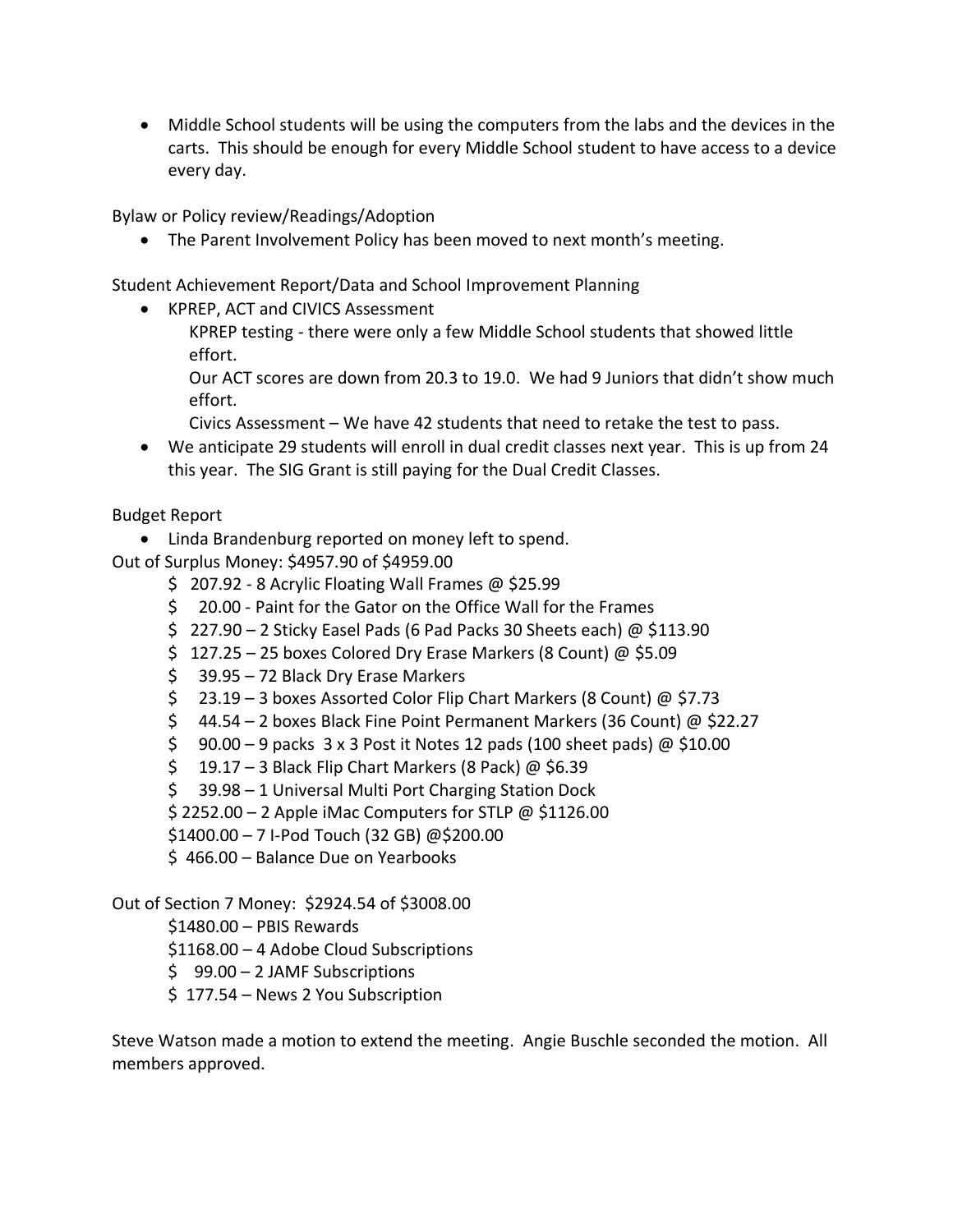- Middle School students will be using the computers from the labs and the devices in the carts. This should be enough for every Middle School student to have access to a device every day.

Bylaw or Policy review/Readings/Adoption

- The Parent Involvement Policy has been moved to next month's meeting.

Student Achievement Report/Data and School Improvement Planning

- KPREP, ACT and CIVICS Assessment
  KPREP testing - there were only a few Middle School students that showed little effort.
  Our ACT scores are down from 20.3 to 19.0. We had 9 Juniors that didn't show much effort.
  Civics Assessment – We have 42 students that need to retake the test to pass.
- We anticipate 29 students will enroll in dual credit classes next year. This is up from 24 this year. The SIG Grant is still paying for the Dual Credit Classes.

Budget Report

- Linda Brandenburg reported on money left to spend.

Out of Surplus Money: $4957.90 of $4959.00

$ 207.92 - 8 Acrylic Floating Wall Frames @ $25.99
$ 20.00 - Paint for the Gator on the Office Wall for the Frames
$ 227.90 – 2 Sticky Easel Pads (6 Pad Packs 30 Sheets each) @ $113.90
$ 127.25 – 25 boxes Colored Dry Erase Markers (8 Count) @ $5.09
$ 39.95 – 72 Black Dry Erase Markers
$ 23.19 – 3 boxes Assorted Color Flip Chart Markers (8 Count) @ $7.73
$ 44.54 – 2 boxes Black Fine Point Permanent Markers (36 Count) @ $22.27
$ 90.00 – 9 packs 3 x 3 Post it Notes 12 pads (100 sheet pads) @ $10.00
$ 19.17 – 3 Black Flip Chart Markers (8 Pack) @ $6.39
$ 39.98 – 1 Universal Multi Port Charging Station Dock
$ 2252.00 – 2 Apple iMac Computers for STLP @ $1126.00
$1400.00 – 7 I-Pod Touch (32 GB) @$200.00
$ 466.00 – Balance Due on Yearbooks

Out of Section 7 Money: $2924.54 of $3008.00

$1480.00 – PBIS Rewards
$1168.00 – 4 Adobe Cloud Subscriptions
$ 99.00 – 2 JAMF Subscriptions
$ 177.54 – News 2 You Subscription

Steve Watson made a motion to extend the meeting. Angie Buschle seconded the motion. All members approved.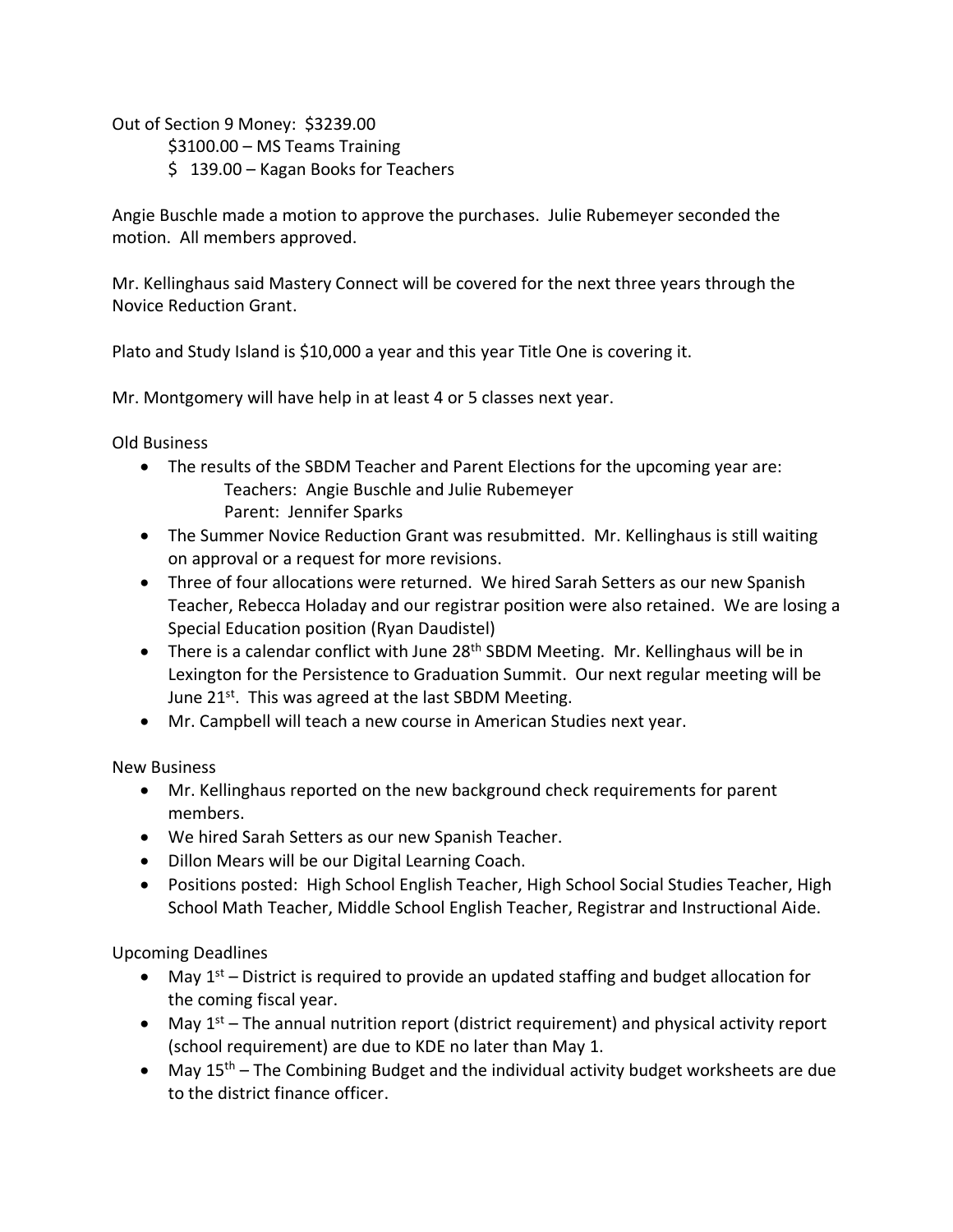Out of Section 9 Money: $3239.00

$3100.00 – MS Teams Training

$ 139.00 – Kagan Books for Teachers

Angie Buschle made a motion to approve the purchases. Julie Rubemeyer seconded the motion. All members approved.

Mr. Kellinghaus said Mastery Connect will be covered for the next three years through the Novice Reduction Grant.

Plato and Study Island is $10,000 a year and this year Title One is covering it.

Mr. Montgomery will have help in at least 4 or 5 classes next year.

Old Business

- The results of the SBDM Teacher and Parent Elections for the upcoming year are:
  Teachers: Angie Buschle and Julie Rubemeyer
  Parent: Jennifer Sparks
- The Summer Novice Reduction Grant was resubmitted. Mr. Kellinghaus is still waiting on approval or a request for more revisions.
- Three of four allocations were returned. We hired Sarah Setters as our new Spanish Teacher, Rebecca Holaday and our registrar position were also retained. We are losing a Special Education position (Ryan Daudistel)
- There is a calendar conflict with June 28th SBDM Meeting. Mr. Kellinghaus will be in Lexington for the Persistence to Graduation Summit. Our next regular meeting will be June 21st. This was agreed at the last SBDM Meeting.
- Mr. Campbell will teach a new course in American Studies next year.

New Business

- Mr. Kellinghaus reported on the new background check requirements for parent members.
- We hired Sarah Setters as our new Spanish Teacher.
- Dillon Mears will be our Digital Learning Coach.
- Positions posted: High School English Teacher, High School Social Studies Teacher, High School Math Teacher, Middle School English Teacher, Registrar and Instructional Aide.

Upcoming Deadlines

- May 1st – District is required to provide an updated staffing and budget allocation for the coming fiscal year.
- May 1st – The annual nutrition report (district requirement) and physical activity report (school requirement) are due to KDE no later than May 1.
- May 15th – The Combining Budget and the individual activity budget worksheets are due to the district finance officer.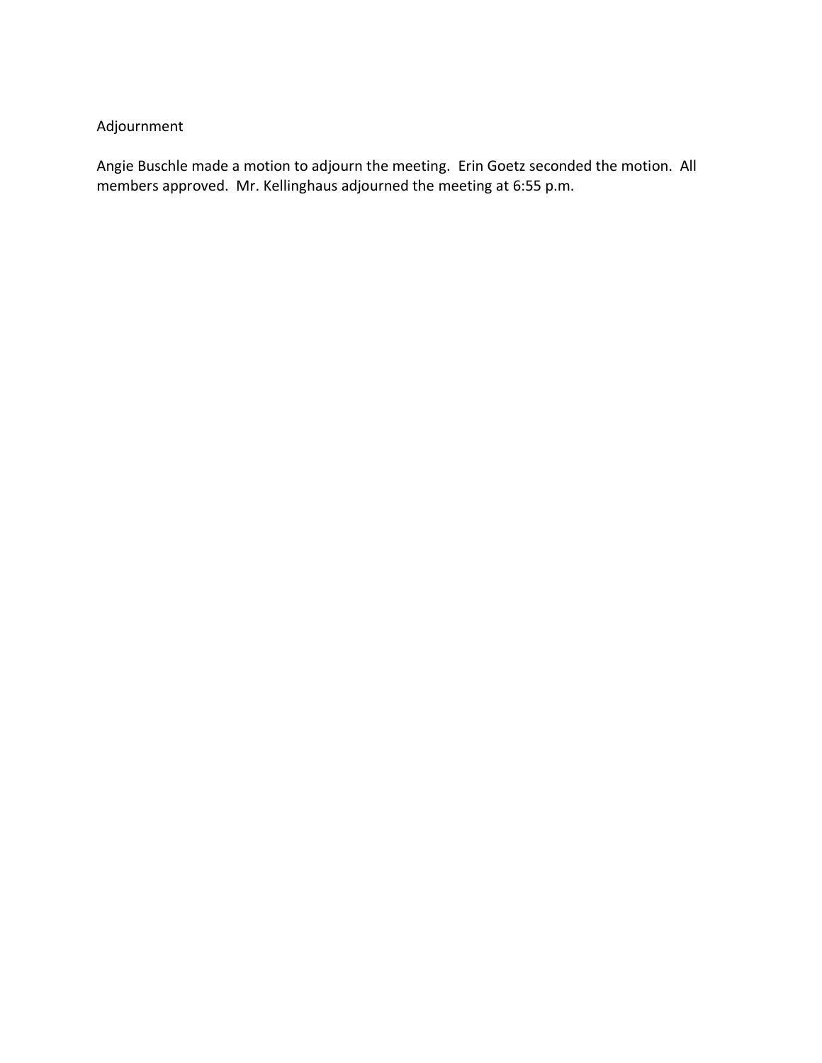## Adjournment

Angie Buschle made a motion to adjourn the meeting. Erin Goetz seconded the motion. All members approved. Mr. Kellinghaus adjourned the meeting at 6:55 p.m.